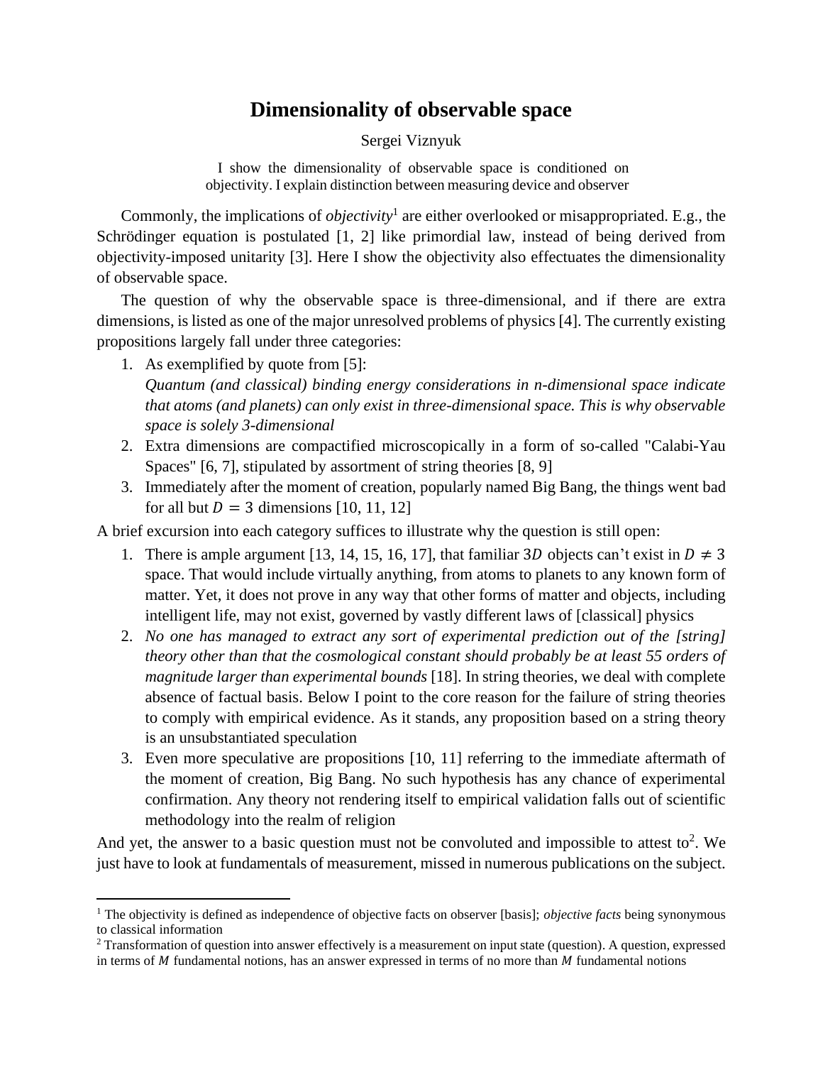# Dimensionality of observable space

Sergei Viznyuk

I show the dimensionality of observable space is conditioned on objectivity. I explain distinction between measuring device and observer

Commonly, the implications of *objectivity*[1] are either overlooked or misappropriated. E.g., the Schrödinger equation is postulated [1, 2] like primordial law, instead of being derived from objectivity-imposed unitarity [3]. Here I show the objectivity also effectuates the dimensionality of observable space.

The question of why the observable space is three-dimensional, and if there are extra dimensions, is listed as one of the major unresolved problems of physics [4]. The currently existing propositions largely fall under three categories:

1. As exemplified by quote from [5]:
   *Quantum (and classical) binding energy considerations in n-dimensional space indicate that atoms (and planets) can only exist in three-dimensional space. This is why observable space is solely 3-dimensional*
2. Extra dimensions are compactified microscopically in a form of so-called "Calabi-Yau Spaces" [6, 7], stipulated by assortment of string theories [8, 9]
3. Immediately after the moment of creation, popularly named Big Bang, the things went bad for all but $D = 3$ dimensions [10, 11, 12]

A brief excursion into each category suffices to illustrate why the question is still open:

1. There is ample argument [13, 14, 15, 16, 17], that familiar $3D$ objects can't exist in $D \neq 3$ space. That would include virtually anything, from atoms to planets to any known form of matter. Yet, it does not prove in any way that other forms of matter and objects, including intelligent life, may not exist, governed by vastly different laws of [classical] physics
2. *No one has managed to extract any sort of experimental prediction out of the [string] theory other than that the cosmological constant should probably be at least 55 orders of magnitude larger than experimental bounds* [18]. In string theories, we deal with complete absence of factual basis. Below I point to the core reason for the failure of string theories to comply with empirical evidence. As it stands, any proposition based on a string theory is an unsubstantiated speculation
3. Even more speculative are propositions [10, 11] referring to the immediate aftermath of the moment of creation, Big Bang. No such hypothesis has any chance of experimental confirmation. Any theory not rendering itself to empirical validation falls out of scientific methodology into the realm of religion

And yet, the answer to a basic question must not be convoluted and impossible to attest to[2]. We just have to look at fundamentals of measurement, missed in numerous publications on the subject.

[1] The objectivity is defined as independence of objective facts on observer [basis]; *objective facts* being synonymous to classical information

[2] Transformation of question into answer effectively is a measurement on input state (question). A question, expressed in terms of $M$ fundamental notions, has an answer expressed in terms of no more than $M$ fundamental notions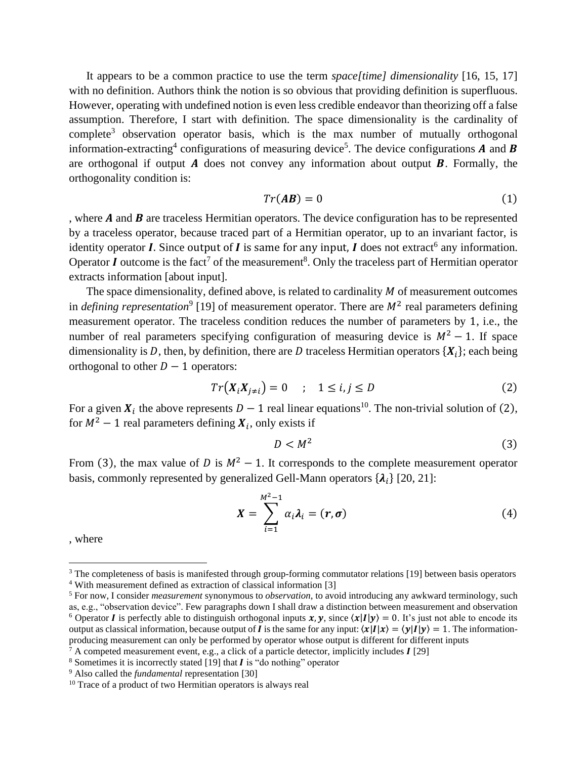It appears to be a common practice to use the term *space[time] dimensionality* [16, 15, 17] with no definition. Authors think the notion is so obvious that providing definition is superfluous. However, operating with undefined notion is even less credible endeavor than theorizing off a false assumption. Therefore, I start with definition. The space dimensionality is the cardinality of complete[3] observation operator basis, which is the max number of mutually orthogonal information-extracting[4] configurations of measuring device[5]. The device configurations $\boldsymbol{A}$ and $\boldsymbol{B}$ are orthogonal if output $\boldsymbol{A}$ does not convey any information about output $\boldsymbol{B}$. Formally, the orthogonality condition is:

$$Tr(\boldsymbol{AB}) = 0 \tag{1}$$

, where $\boldsymbol{A}$ and $\boldsymbol{B}$ are traceless Hermitian operators. The device configuration has to be represented by a traceless operator, because traced part of a Hermitian operator, up to an invariant factor, is identity operator $\boldsymbol{I}$. Since output of $\boldsymbol{I}$ is same for any input, $\boldsymbol{I}$ does not extract[6] any information. Operator $\boldsymbol{I}$ outcome is the fact[7] of the measurement[8]. Only the traceless part of Hermitian operator extracts information [about input].

The space dimensionality, defined above, is related to cardinality $M$ of measurement outcomes in *defining representation*[9] [19] of measurement operator. There are $M^2$ real parameters defining measurement operator. The traceless condition reduces the number of parameters by 1, i.e., the number of real parameters specifying configuration of measuring device is $M^2 - 1$. If space dimensionality is $D$, then, by definition, there are $D$ traceless Hermitian operators $\{\boldsymbol{X}_i\}$; each being orthogonal to other $D - 1$ operators:

$$Tr(\boldsymbol{X}_i \boldsymbol{X}_{j \neq i}) = 0 \quad ; \quad 1 \leq i, j \leq D \tag{2}$$

For a given $\boldsymbol{X}_i$ the above represents $D - 1$ real linear equations[10]. The non-trivial solution of (2), for $M^2 - 1$ real parameters defining $\boldsymbol{X}_i$, only exists if

$$D < M^2 \tag{3}$$

From (3), the max value of $D$ is $M^2 - 1$. It corresponds to the complete measurement operator basis, commonly represented by generalized Gell-Mann operators $\{\boldsymbol{\lambda}_i\}$ [20, 21]:

$$\boldsymbol{X} = \sum_{i=1}^{M^2-1} \alpha_i \boldsymbol{\lambda}_i = (\boldsymbol{r}, \boldsymbol{\sigma}) \tag{4}$$

, where

---

[3] The completeness of basis is manifested through group-forming commutator relations [19] between basis operators

[4] With measurement defined as extraction of classical information [3]

[5] For now, I consider *measurement* synonymous to *observation*, to avoid introducing any awkward terminology, such as, e.g., "observation device". Few paragraphs down I shall draw a distinction between measurement and observation

[6] Operator $\boldsymbol{I}$ is perfectly able to distinguish orthogonal inputs $\boldsymbol{x}, \boldsymbol{y}$, since $\langle \boldsymbol{x}|\boldsymbol{I}|\boldsymbol{y}\rangle = 0$. It's just not able to encode its output as classical information, because output of $\boldsymbol{I}$ is the same for any input: $\langle \boldsymbol{x}|\boldsymbol{I}|\boldsymbol{x}\rangle = \langle \boldsymbol{y}|\boldsymbol{I}|\boldsymbol{y}\rangle = 1$. The information-producing measurement can only be performed by operator whose output is different for different inputs

[7] A competed measurement event, e.g., a click of a particle detector, implicitly includes $\boldsymbol{I}$ [29]

[8] Sometimes it is incorrectly stated [19] that $\boldsymbol{I}$ is "do nothing" operator

[9] Also called the *fundamental* representation [30]

[10] Trace of a product of two Hermitian operators is always real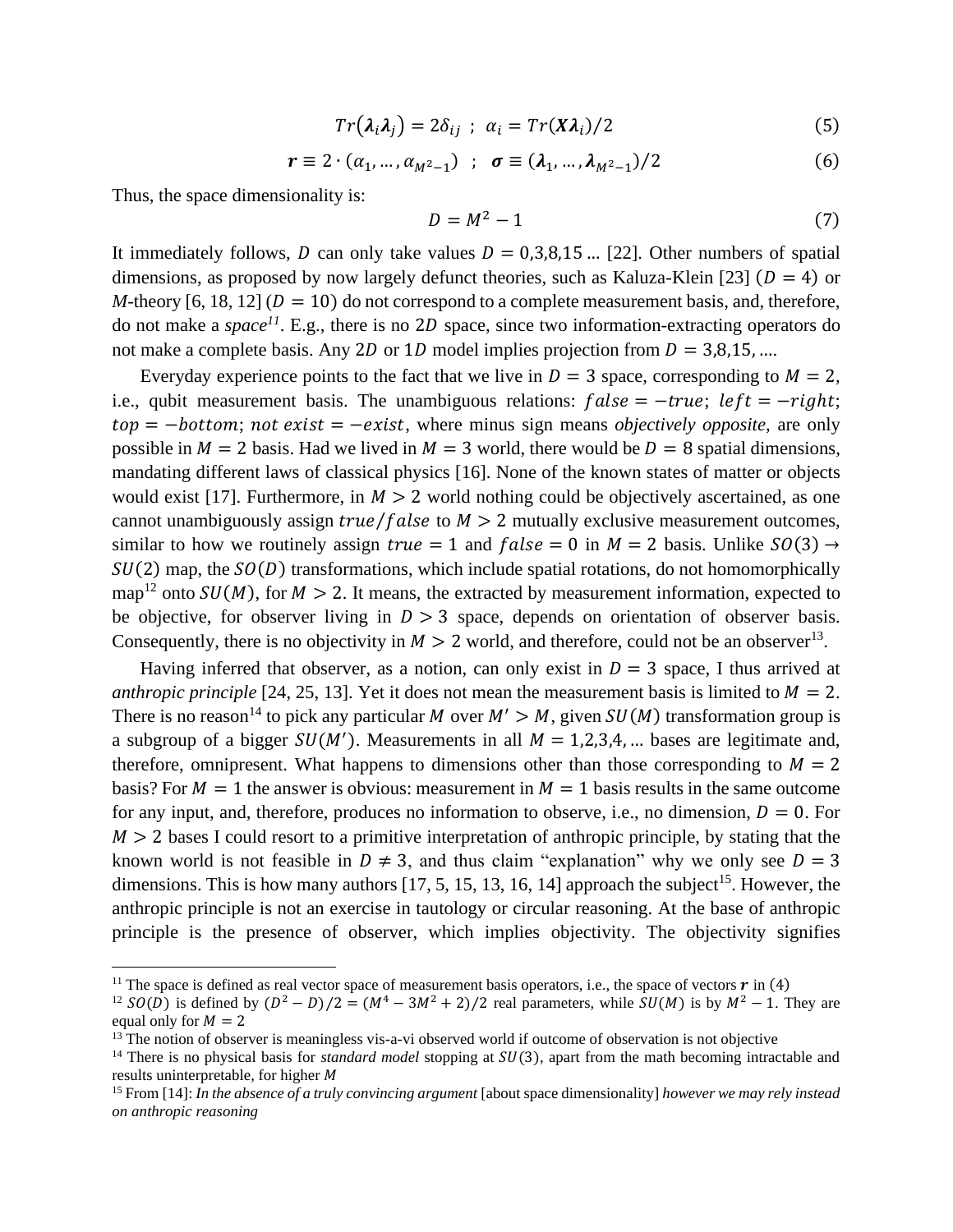$$Tr(\boldsymbol{\lambda}_i\boldsymbol{\lambda}_j) = 2\delta_{ij} \ ; \ \alpha_i = Tr(\boldsymbol{X}\boldsymbol{\lambda}_i)/2 \tag{5}$$

$$\boldsymbol{r} \equiv 2 \cdot (\alpha_1, \dots, \alpha_{M^2-1}) \ ; \ \boldsymbol{\sigma} \equiv (\boldsymbol{\lambda}_1, \dots, \boldsymbol{\lambda}_{M^2-1})/2 \tag{6}$$

Thus, the space dimensionality is:

$$D = M^2 - 1 \tag{7}$$

It immediately follows, $D$ can only take values $D = 0,3,8,15 \dots$ [22]. Other numbers of spatial dimensions, as proposed by now largely defunct theories, such as Kaluza-Klein [23] ($D = 4$) or *M*-theory [6, 18, 12] ($D = 10$) do not correspond to a complete measurement basis, and, therefore, do not make a *space*[11]. E.g., there is no $2D$ space, since two information-extracting operators do not make a complete basis. Any $2D$ or $1D$ model implies projection from $D = 3,8,15, \dots$.

Everyday experience points to the fact that we live in $D = 3$ space, corresponding to $M = 2$, i.e., qubit measurement basis. The unambiguous relations: $false = -true$; $left = -right$; $top = -bottom$; $not\ exist = -exist$, where minus sign means *objectively opposite*, are only possible in $M = 2$ basis. Had we lived in $M = 3$ world, there would be $D = 8$ spatial dimensions, mandating different laws of classical physics [16]. None of the known states of matter or objects would exist [17]. Furthermore, in $M > 2$ world nothing could be objectively ascertained, as one cannot unambiguously assign $true/false$ to $M > 2$ mutually exclusive measurement outcomes, similar to how we routinely assign $true = 1$ and $false = 0$ in $M = 2$ basis. Unlike $SO(3) \rightarrow SU(2)$ map, the $SO(D)$ transformations, which include spatial rotations, do not homomorphically map[12] onto $SU(M)$, for $M > 2$. It means, the extracted by measurement information, expected to be objective, for observer living in $D > 3$ space, depends on orientation of observer basis. Consequently, there is no objectivity in $M > 2$ world, and therefore, could not be an observer[13].

Having inferred that observer, as a notion, can only exist in $D = 3$ space, I thus arrived at *anthropic principle* [24, 25, 13]. Yet it does not mean the measurement basis is limited to $M = 2$. There is no reason[14] to pick any particular $M$ over $M' > M$, given $SU(M)$ transformation group is a subgroup of a bigger $SU(M')$. Measurements in all $M = 1,2,3,4, \dots$ bases are legitimate and, therefore, omnipresent. What happens to dimensions other than those corresponding to $M = 2$ basis? For $M = 1$ the answer is obvious: measurement in $M = 1$ basis results in the same outcome for any input, and, therefore, produces no information to observe, i.e., no dimension, $D = 0$. For $M > 2$ bases I could resort to a primitive interpretation of anthropic principle, by stating that the known world is not feasible in $D \neq 3$, and thus claim "explanation" why we only see $D = 3$ dimensions. This is how many authors [17, 5, 15, 13, 16, 14] approach the subject[15]. However, the anthropic principle is not an exercise in tautology or circular reasoning. At the base of anthropic principle is the presence of observer, which implies objectivity. The objectivity signifies

---

[11] The space is defined as real vector space of measurement basis operators, i.e., the space of vectors $\boldsymbol{r}$ in (4)

[12] $SO(D)$ is defined by $(D^2 - D)/2 = (M^4 - 3M^2 + 2)/2$ real parameters, while $SU(M)$ is by $M^2 - 1$. They are equal only for $M = 2$

[13] The notion of observer is meaningless vis-a-vi observed world if outcome of observation is not objective

[14] There is no physical basis for *standard model* stopping at $SU(3)$, apart from the math becoming intractable and results uninterpretable, for higher $M$

[15] From [14]: *In the absence of a truly convincing argument* [about space dimensionality] *however we may rely instead on anthropic reasoning*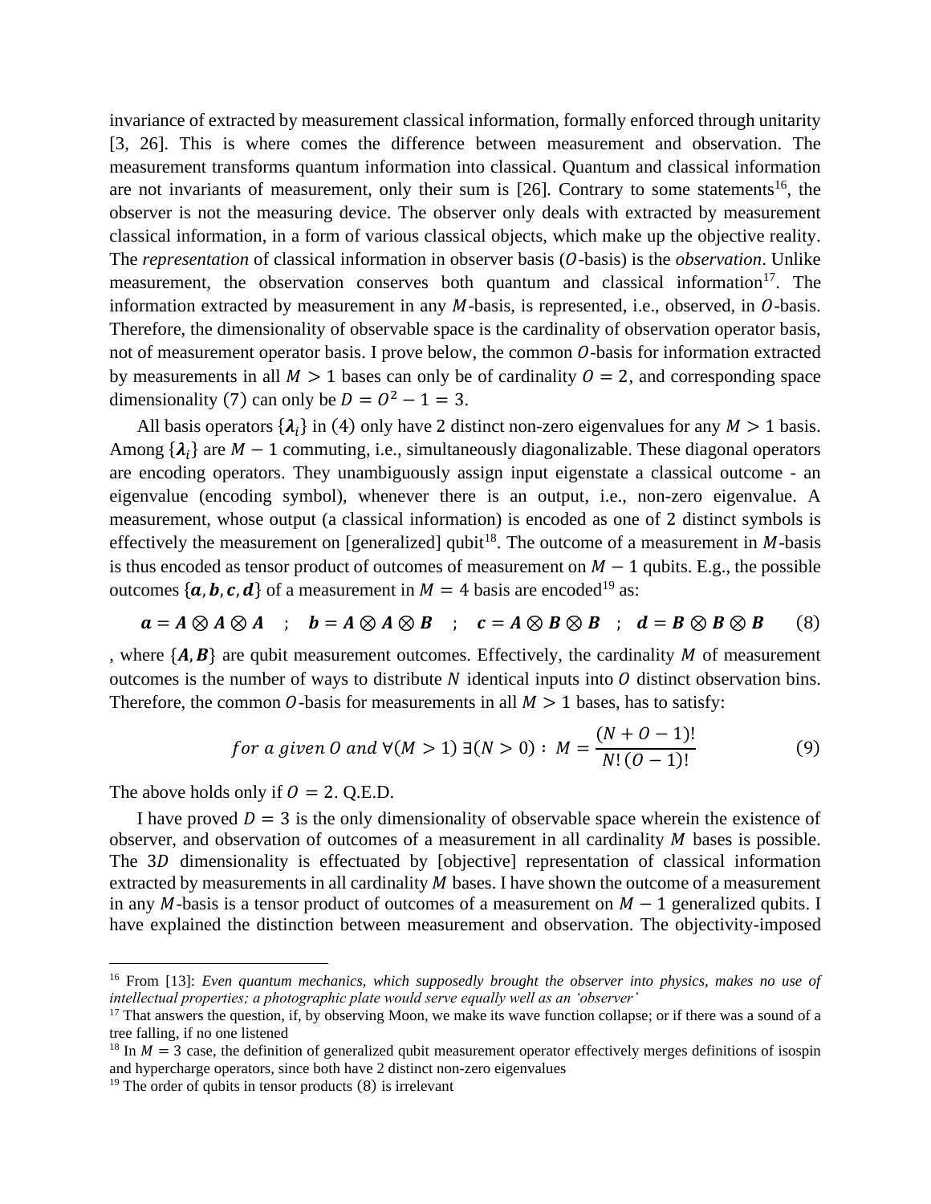invariance of extracted by measurement classical information, formally enforced through unitarity [3, 26]. This is where comes the difference between measurement and observation. The measurement transforms quantum information into classical. Quantum and classical information are not invariants of measurement, only their sum is [26]. Contrary to some statements[16], the observer is not the measuring device. The observer only deals with extracted by measurement classical information, in a form of various classical objects, which make up the objective reality. The *representation* of classical information in observer basis ($O$-basis) is the *observation*. Unlike measurement, the observation conserves both quantum and classical information[17]. The information extracted by measurement in any $M$-basis, is represented, i.e., observed, in $O$-basis. Therefore, the dimensionality of observable space is the cardinality of observation operator basis, not of measurement operator basis. I prove below, the common $O$-basis for information extracted by measurements in all $M > 1$ bases can only be of cardinality $O = 2$, and corresponding space dimensionality (7) can only be $D = O^2 - 1 = 3$.

All basis operators $\{\boldsymbol{\lambda}_i\}$ in (4) only have 2 distinct non-zero eigenvalues for any $M > 1$ basis. Among $\{\boldsymbol{\lambda}_i\}$ are $M - 1$ commuting, i.e., simultaneously diagonalizable. These diagonal operators are encoding operators. They unambiguously assign input eigenstate a classical outcome - an eigenvalue (encoding symbol), whenever there is an output, i.e., non-zero eigenvalue. A measurement, whose output (a classical information) is encoded as one of 2 distinct symbols is effectively the measurement on [generalized] qubit[18]. The outcome of a measurement in $M$-basis is thus encoded as tensor product of outcomes of measurement on $M - 1$ qubits. E.g., the possible outcomes $\{\boldsymbol{a}, \boldsymbol{b}, \boldsymbol{c}, \boldsymbol{d}\}$ of a measurement in $M = 4$ basis are encoded[19] as:

$$\boldsymbol{a} = \boldsymbol{A} \otimes \boldsymbol{A} \otimes \boldsymbol{A} \quad ; \quad \boldsymbol{b} = \boldsymbol{A} \otimes \boldsymbol{A} \otimes \boldsymbol{B} \quad ; \quad \boldsymbol{c} = \boldsymbol{A} \otimes \boldsymbol{B} \otimes \boldsymbol{B} \quad ; \quad \boldsymbol{d} = \boldsymbol{B} \otimes \boldsymbol{B} \otimes \boldsymbol{B} \qquad (8)$$

, where $\{\boldsymbol{A}, \boldsymbol{B}\}$ are qubit measurement outcomes. Effectively, the cardinality $M$ of measurement outcomes is the number of ways to distribute $N$ identical inputs into $O$ distinct observation bins. Therefore, the common $O$-basis for measurements in all $M > 1$ bases, has to satisfy:

$$for\ a\ given\ O\ and\ \forall(M > 1)\ \exists(N > 0) : \ M = \frac{(N + O - 1)!}{N!\,(O - 1)!} \qquad (9)$$

The above holds only if $O = 2$. Q.E.D.

I have proved $D = 3$ is the only dimensionality of observable space wherein the existence of observer, and observation of outcomes of a measurement in all cardinality $M$ bases is possible. The $3D$ dimensionality is effectuated by [objective] representation of classical information extracted by measurements in all cardinality $M$ bases. I have shown the outcome of a measurement in any $M$-basis is a tensor product of outcomes of a measurement on $M - 1$ generalized qubits. I have explained the distinction between measurement and observation. The objectivity-imposed

[16] From [13]: *Even quantum mechanics, which supposedly brought the observer into physics, makes no use of intellectual properties; a photographic plate would serve equally well as an 'observer'*

[17] That answers the question, if, by observing Moon, we make its wave function collapse; or if there was a sound of a tree falling, if no one listened

[18] In $M = 3$ case, the definition of generalized qubit measurement operator effectively merges definitions of isospin and hypercharge operators, since both have 2 distinct non-zero eigenvalues

[19] The order of qubits in tensor products (8) is irrelevant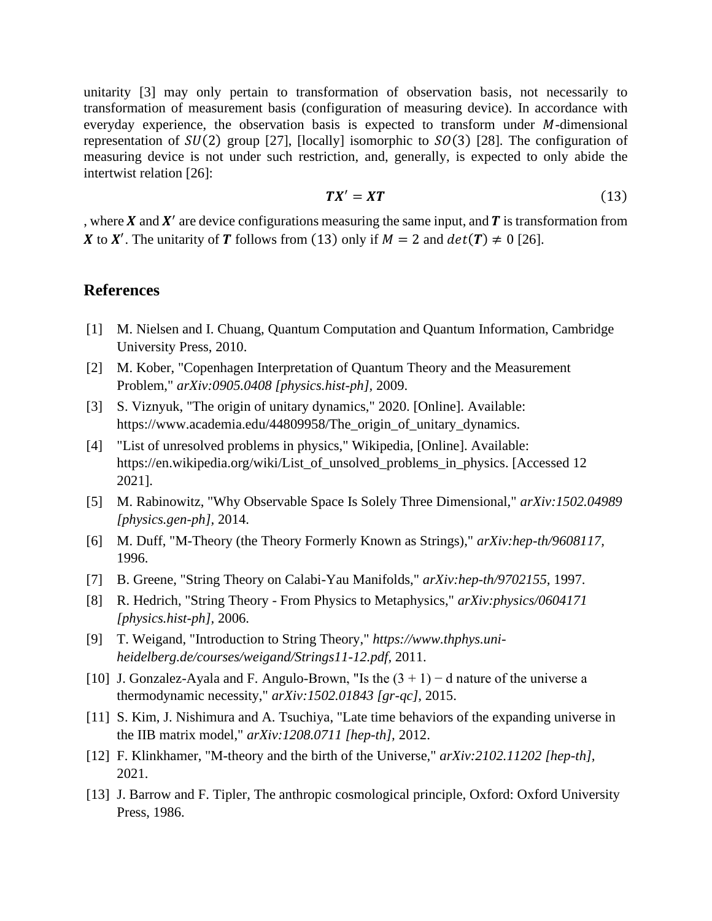unitarity [3] may only pertain to transformation of observation basis, not necessarily to transformation of measurement basis (configuration of measuring device). In accordance with everyday experience, the observation basis is expected to transform under $M$-dimensional representation of $SU(2)$ group [27], [locally] isomorphic to $SO(3)$ [28]. The configuration of measuring device is not under such restriction, and, generally, is expected to only abide the intertwist relation [26]:

$$\boldsymbol{T}\boldsymbol{X}' = \boldsymbol{X}\boldsymbol{T} \tag{13}$$

, where $\boldsymbol{X}$ and $\boldsymbol{X}'$ are device configurations measuring the same input, and $\boldsymbol{T}$ is transformation from $\boldsymbol{X}$ to $\boldsymbol{X}'$. The unitarity of $\boldsymbol{T}$ follows from $(13)$ only if $M = 2$ and $det(\boldsymbol{T}) \neq 0$ [26].

## References

[1] M. Nielsen and I. Chuang, Quantum Computation and Quantum Information, Cambridge University Press, 2010.

[2] M. Kober, "Copenhagen Interpretation of Quantum Theory and the Measurement Problem," *arXiv:0905.0408 [physics.hist-ph],* 2009.

[3] S. Viznyuk, "The origin of unitary dynamics," 2020. [Online]. Available: https://www.academia.edu/44809958/The_origin_of_unitary_dynamics.

[4] "List of unresolved problems in physics," Wikipedia, [Online]. Available: https://en.wikipedia.org/wiki/List_of_unsolved_problems_in_physics. [Accessed 12 2021].

[5] M. Rabinowitz, "Why Observable Space Is Solely Three Dimensional," *arXiv:1502.04989 [physics.gen-ph],* 2014.

[6] M. Duff, "M-Theory (the Theory Formerly Known as Strings)," *arXiv:hep-th/9608117,* 1996.

[7] B. Greene, "String Theory on Calabi-Yau Manifolds," *arXiv:hep-th/9702155,* 1997.

[8] R. Hedrich, "String Theory - From Physics to Metaphysics," *arXiv:physics/0604171 [physics.hist-ph],* 2006.

[9] T. Weigand, "Introduction to String Theory," *https://www.thphys.uni-heidelberg.de/courses/weigand/Strings11-12.pdf,* 2011.

[10] J. Gonzalez-Ayala and F. Angulo-Brown, "Is the (3 + 1) − d nature of the universe a thermodynamic necessity," *arXiv:1502.01843 [gr-qc],* 2015.

[11] S. Kim, J. Nishimura and A. Tsuchiya, "Late time behaviors of the expanding universe in the IIB matrix model," *arXiv:1208.0711 [hep-th],* 2012.

[12] F. Klinkhamer, "M-theory and the birth of the Universe," *arXiv:2102.11202 [hep-th],* 2021.

[13] J. Barrow and F. Tipler, The anthropic cosmological principle, Oxford: Oxford University Press, 1986.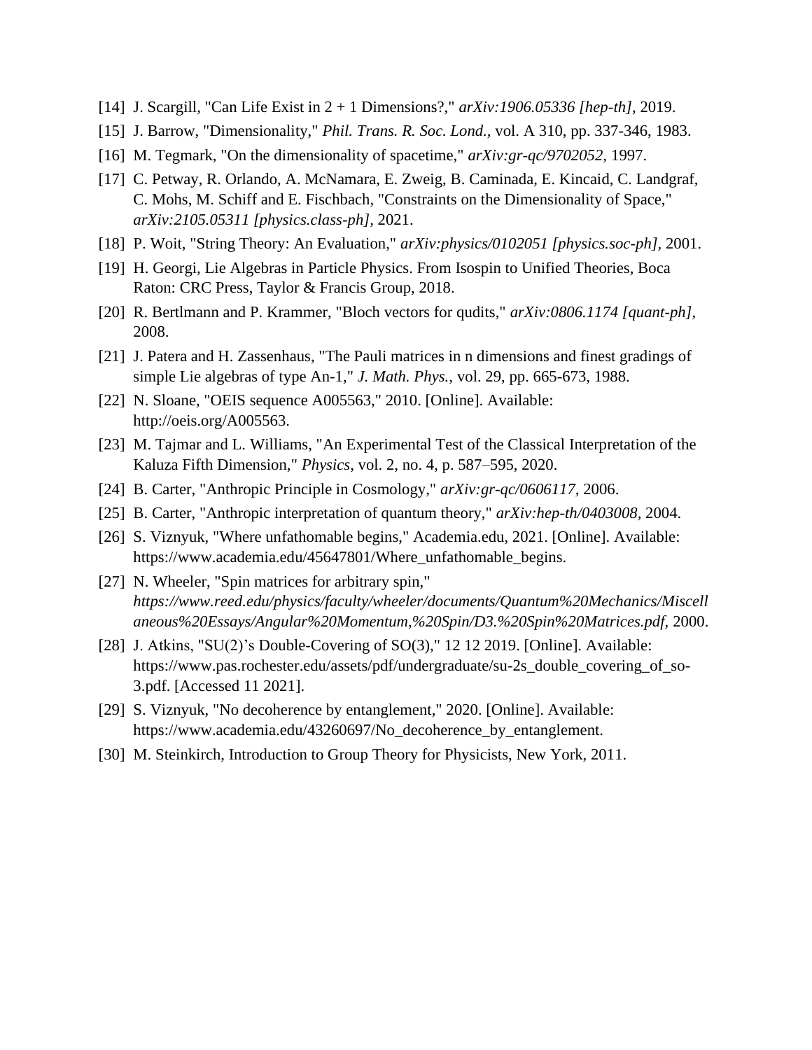[14] J. Scargill, "Can Life Exist in 2 + 1 Dimensions?," *arXiv:1906.05336 [hep-th],* 2019.

[15] J. Barrow, "Dimensionality," *Phil. Trans. R. Soc. Lond.,* vol. A 310, pp. 337-346, 1983.

[16] M. Tegmark, "On the dimensionality of spacetime," *arXiv:gr-qc/9702052,* 1997.

[17] C. Petway, R. Orlando, A. McNamara, E. Zweig, B. Caminada, E. Kincaid, C. Landgraf, C. Mohs, M. Schiff and E. Fischbach, "Constraints on the Dimensionality of Space," *arXiv:2105.05311 [physics.class-ph],* 2021.

[18] P. Woit, "String Theory: An Evaluation," *arXiv:physics/0102051 [physics.soc-ph],* 2001.

[19] H. Georgi, Lie Algebras in Particle Physics. From Isospin to Unified Theories, Boca Raton: CRC Press, Taylor & Francis Group, 2018.

[20] R. Bertlmann and P. Krammer, "Bloch vectors for qudits," *arXiv:0806.1174 [quant-ph],* 2008.

[21] J. Patera and H. Zassenhaus, "The Pauli matrices in n dimensions and finest gradings of simple Lie algebras of type An-1," *J. Math. Phys.,* vol. 29, pp. 665-673, 1988.

[22] N. Sloane, "OEIS sequence A005563," 2010. [Online]. Available: http://oeis.org/A005563.

[23] M. Tajmar and L. Williams, "An Experimental Test of the Classical Interpretation of the Kaluza Fifth Dimension," *Physics,* vol. 2, no. 4, p. 587–595, 2020.

[24] B. Carter, "Anthropic Principle in Cosmology," *arXiv:gr-qc/0606117,* 2006.

[25] B. Carter, "Anthropic interpretation of quantum theory," *arXiv:hep-th/0403008,* 2004.

[26] S. Viznyuk, "Where unfathomable begins," Academia.edu, 2021. [Online]. Available: https://www.academia.edu/45647801/Where_unfathomable_begins.

[27] N. Wheeler, "Spin matrices for arbitrary spin," *https://www.reed.edu/physics/faculty/wheeler/documents/Quantum%20Mechanics/Miscellaneous%20Essays/Angular%20Momentum,%20Spin/D3.%20Spin%20Matrices.pdf,* 2000.

[28] J. Atkins, "SU(2)'s Double-Covering of SO(3)," 12 12 2019. [Online]. Available: https://www.pas.rochester.edu/assets/pdf/undergraduate/su-2s_double_covering_of_so-3.pdf. [Accessed 11 2021].

[29] S. Viznyuk, "No decoherence by entanglement," 2020. [Online]. Available: https://www.academia.edu/43260697/No_decoherence_by_entanglement.

[30] M. Steinkirch, Introduction to Group Theory for Physicists, New York, 2011.